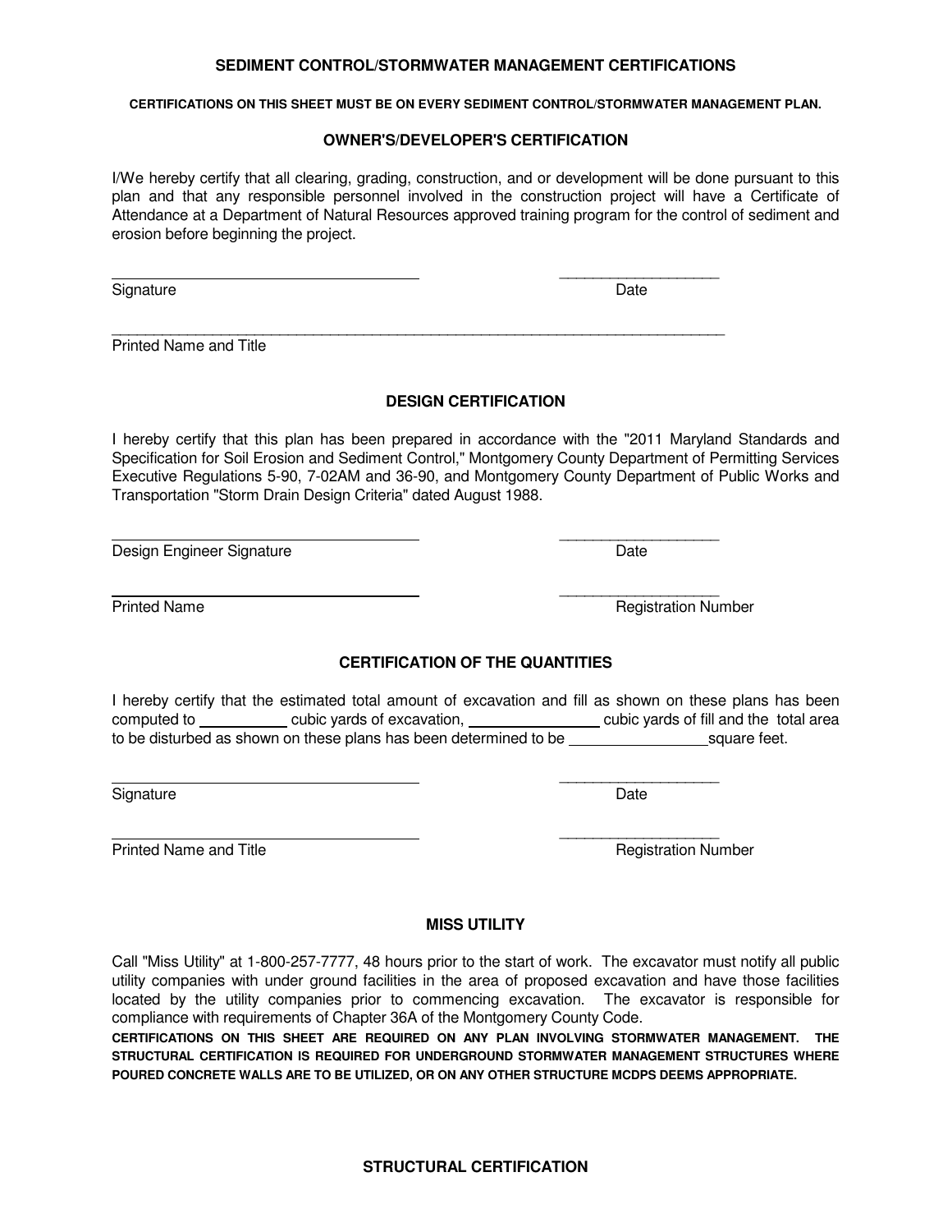# SEDIMENT CONTROL/STORMWATER MANAGEMENT CERTIFICATIONS

**CERTIFICATIONS ON THIS SHEET MUST BE ON EVERY SEDIMENT CONTROL/STORMWATER MANAGEMENT PLAN.**

## OWNER'S/DEVELOPER'S CERTIFICATION

I/We hereby certify that all clearing, grading, construction, and or development will be done pursuant to this plan and that any responsible personnel involved in the construction project will have a Certificate of Attendance at a Department of Natural Resources approved training program for the control of sediment and erosion before beginning the project.

_______________________________________ ____________________

Signature Date

______________________________________________________________________________

Printed Name and Title

## DESIGN CERTIFICATION

I hereby certify that this plan has been prepared in accordance with the "2011 Maryland Standards and Specification for Soil Erosion and Sediment Control," Montgomery County Department of Permitting Services Executive Regulations 5-90, 7-02AM and 36-90, and Montgomery County Department of Public Works and Transportation "Storm Drain Design Criteria" dated August 1988.

_______________________________________ ____________________

Design Engineer Signature Date

_______________________________________ ____________________

Printed Name Registration Number

## CERTIFICATION OF THE QUANTITIES

I hereby certify that the estimated total amount of excavation and fill as shown on these plans has been computed to ___________ cubic yards of excavation, ________________ cubic yards of fill and the total area to be disturbed as shown on these plans has been determined to be _________________square feet.

_______________________________________ ____________________

Signature Date

_______________________________________ ____________________

Printed Name and Title Registration Number

## MISS UTILITY

Call "Miss Utility" at 1-800-257-7777, 48 hours prior to the start of work. The excavator must notify all public utility companies with under ground facilities in the area of proposed excavation and have those facilities located by the utility companies prior to commencing excavation. The excavator is responsible for compliance with requirements of Chapter 36A of the Montgomery County Code.

**CERTIFICATIONS ON THIS SHEET ARE REQUIRED ON ANY PLAN INVOLVING STORMWATER MANAGEMENT. THE STRUCTURAL CERTIFICATION IS REQUIRED FOR UNDERGROUND STORMWATER MANAGEMENT STRUCTURES WHERE POURED CONCRETE WALLS ARE TO BE UTILIZED, OR ON ANY OTHER STRUCTURE MCDPS DEEMS APPROPRIATE.**

## STRUCTURAL CERTIFICATION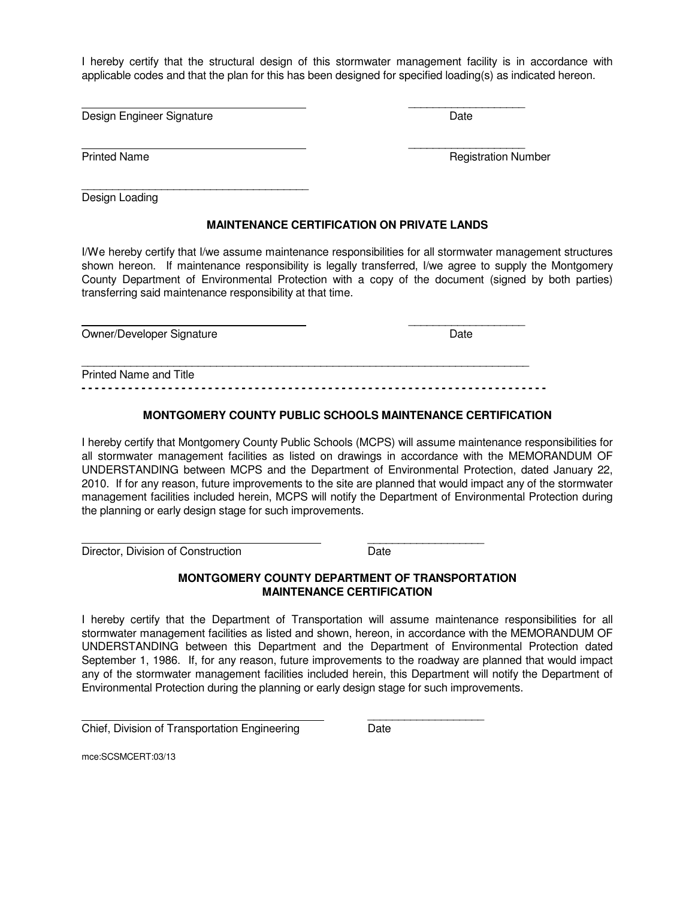I hereby certify that the structural design of this stormwater management facility is in accordance with applicable codes and that the plan for this has been designed for specified loading(s) as indicated hereon.

\_\_\_\_\_\_\_\_\_\_\_\_\_\_\_\_\_\_\_\_\_\_\_\_\_\_\_\_\_\_\_\_\_\_\_\_\_\_ \_\_\_\_\_\_\_\_\_\_\_\_\_\_\_\_\_\_\_\_

Design Engineer Signature Date

\_\_\_\_\_\_\_\_\_\_\_\_\_\_\_\_\_\_\_\_\_\_\_\_\_\_\_\_\_\_\_\_\_\_\_\_\_\_ \_\_\_\_\_\_\_\_\_\_\_\_\_\_\_\_\_\_\_\_

Printed Name Registration Number

\_\_\_\_\_\_\_\_\_\_\_\_\_\_\_\_\_\_\_\_\_\_\_\_\_\_\_\_\_\_\_\_\_\_\_\_\_\_

Design Loading

**MAINTENANCE CERTIFICATION ON PRIVATE LANDS**

I/We hereby certify that I/we assume maintenance responsibilities for all stormwater management structures shown hereon. If maintenance responsibility is legally transferred, I/we agree to supply the Montgomery County Department of Environmental Protection with a copy of the document (signed by both parties) transferring said maintenance responsibility at that time.

\_\_\_\_\_\_\_\_\_\_\_\_\_\_\_\_\_\_\_\_\_\_\_\_\_\_\_\_\_\_\_\_\_\_\_\_\_\_ \_\_\_\_\_\_\_\_\_\_\_\_\_\_\_\_\_\_\_\_

Owner/Developer Signature Date

\_\_\_\_\_\_\_\_\_\_\_\_\_\_\_\_\_\_\_\_\_\_\_\_\_\_\_\_\_\_\_\_\_\_\_\_\_\_\_\_\_\_\_\_\_\_\_\_\_\_\_\_\_\_\_\_\_\_\_\_\_\_\_\_\_\_\_\_\_\_\_\_\_\_\_\_

Printed Name and Title

\- - - - - - - - - - - - - - - - - - - - - - - - - - - - - - - - - - - - - - - - - - - - - - - - - - - - - - - - - - - - - - - - - - - - - -

**MONTGOMERY COUNTY PUBLIC SCHOOLS MAINTENANCE CERTIFICATION**

I hereby certify that Montgomery County Public Schools (MCPS) will assume maintenance responsibilities for all stormwater management facilities as listed on drawings in accordance with the MEMORANDUM OF UNDERSTANDING between MCPS and the Department of Environmental Protection, dated January 22, 2010. If for any reason, future improvements to the site are planned that would impact any of the stormwater management facilities included herein, MCPS will notify the Department of Environmental Protection during the planning or early design stage for such improvements.

\_\_\_\_\_\_\_\_\_\_\_\_\_\_\_\_\_\_\_\_\_\_\_\_\_\_\_\_\_\_\_\_\_\_\_\_\_\_ \_\_\_\_\_\_\_\_\_\_\_\_\_\_\_\_\_\_\_\_

Director, Division of Construction Date

**MONTGOMERY COUNTY DEPARTMENT OF TRANSPORTATION MAINTENANCE CERTIFICATION**

I hereby certify that the Department of Transportation will assume maintenance responsibilities for all stormwater management facilities as listed and shown, hereon, in accordance with the MEMORANDUM OF UNDERSTANDING between this Department and the Department of Environmental Protection dated September 1, 1986. If, for any reason, future improvements to the roadway are planned that would impact any of the stormwater management facilities included herein, this Department will notify the Department of Environmental Protection during the planning or early design stage for such improvements.

\_\_\_\_\_\_\_\_\_\_\_\_\_\_\_\_\_\_\_\_\_\_\_\_\_\_\_\_\_\_\_\_\_\_\_\_\_\_ \_\_\_\_\_\_\_\_\_\_\_\_\_\_\_\_\_\_\_\_

Chief, Division of Transportation Engineering Date

mce:SCSMCERT:03/13